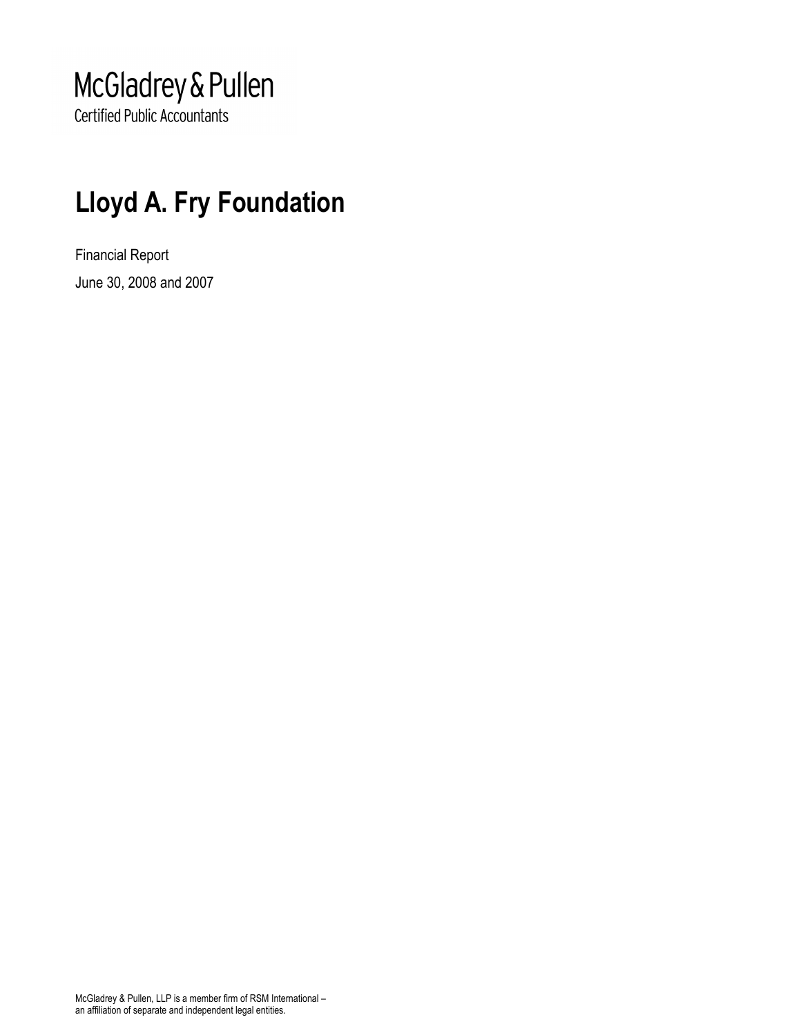McGladrey & Pullen
Certified Public Accountants

# Lloyd A. Fry Foundation

Financial Report

June 30, 2008 and 2007

McGladrey & Pullen, LLP is a member firm of RSM International –
an affiliation of separate and independent legal entities.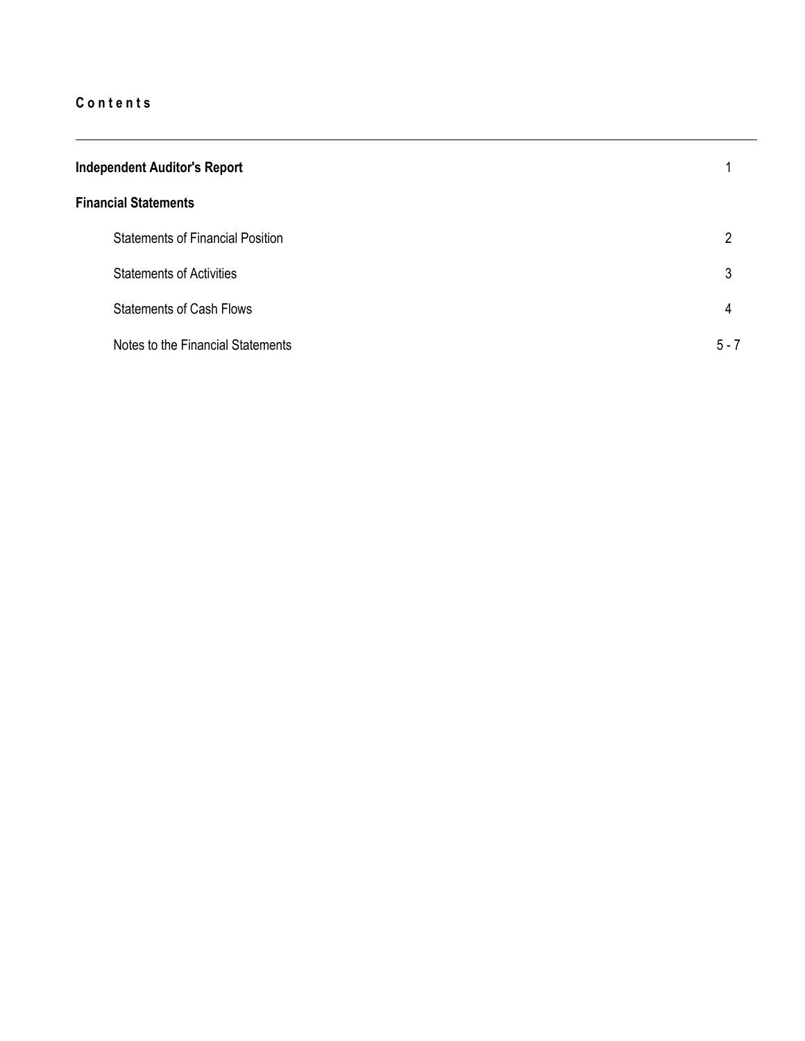**C o n t e n t s**

---

| | |
|---|---|
| **Independent Auditor's Report** | 1 |
| **Financial Statements** | |
| Statements of Financial Position | 2 |
| Statements of Activities | 3 |
| Statements of Cash Flows | 4 |
| Notes to the Financial Statements | 5 - 7 |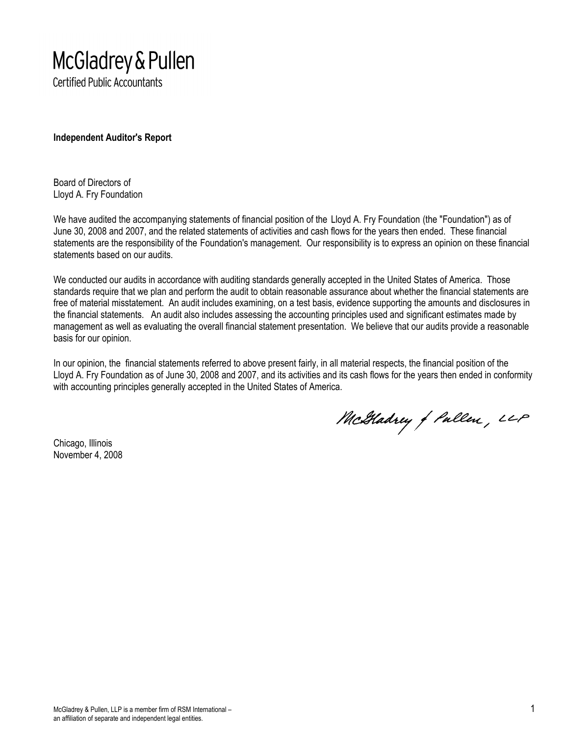McGladrey & Pullen
Certified Public Accountants

**Independent Auditor's Report**

Board of Directors of
Lloyd A. Fry Foundation

We have audited the accompanying statements of financial position of the Lloyd A. Fry Foundation (the "Foundation") as of June 30, 2008 and 2007, and the related statements of activities and cash flows for the years then ended. These financial statements are the responsibility of the Foundation's management. Our responsibility is to express an opinion on these financial statements based on our audits.

We conducted our audits in accordance with auditing standards generally accepted in the United States of America. Those standards require that we plan and perform the audit to obtain reasonable assurance about whether the financial statements are free of material misstatement. An audit includes examining, on a test basis, evidence supporting the amounts and disclosures in the financial statements. An audit also includes assessing the accounting principles used and significant estimates made by management as well as evaluating the overall financial statement presentation. We believe that our audits provide a reasonable basis for our opinion.

In our opinion, the financial statements referred to above present fairly, in all material respects, the financial position of the Lloyd A. Fry Foundation as of June 30, 2008 and 2007, and its activities and its cash flows for the years then ended in conformity with accounting principles generally accepted in the United States of America.

McGladrey & Pullen, LLP

Chicago, Illinois
November 4, 2008

McGladrey & Pullen, LLP is a member firm of RSM International –
an affiliation of separate and independent legal entities.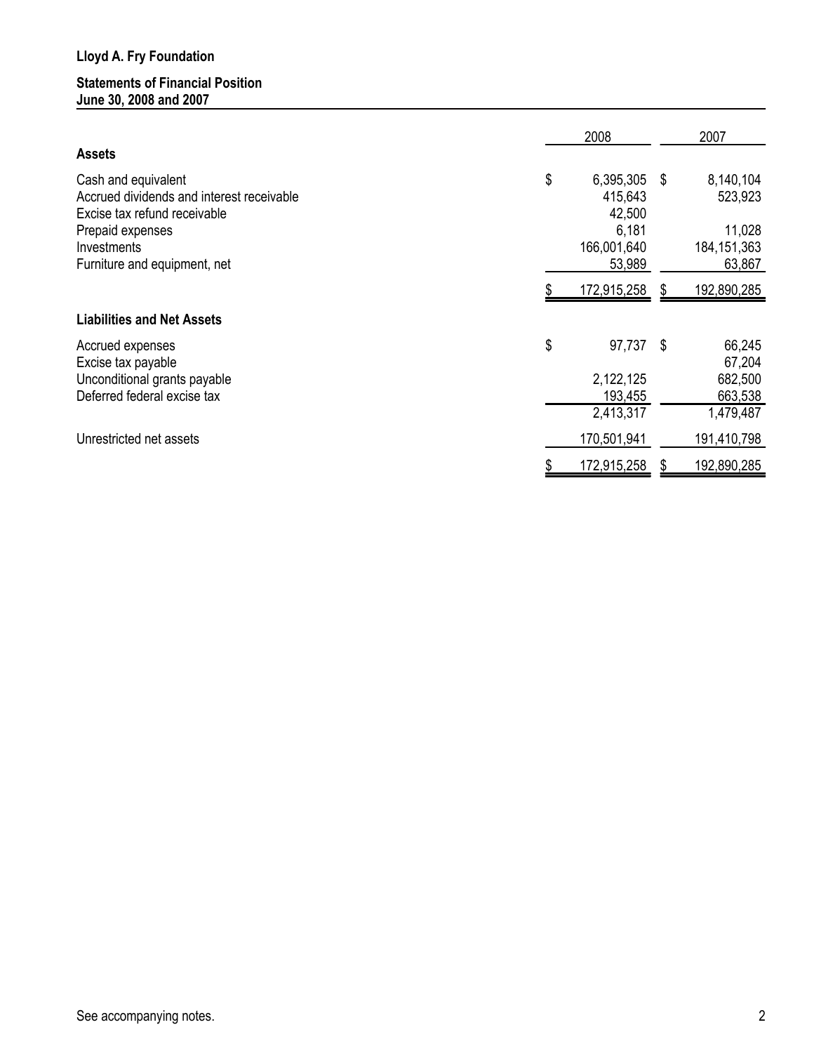**Lloyd A. Fry Foundation**

**Statements of Financial Position**
**June 30, 2008 and 2007**

| | 2008 | 2007 |
|---|---|---|
| **Assets** | | |
| Cash and equivalent | $ 6,395,305 | $ 8,140,104 |
| Accrued dividends and interest receivable | 415,643 | 523,923 |
| Excise tax refund receivable | 42,500 | |
| Prepaid expenses | 6,181 | 11,028 |
| Investments | 166,001,640 | 184,151,363 |
| Furniture and equipment, net | 53,989 | 63,867 |
| | $ 172,915,258 | $ 192,890,285 |
| **Liabilities and Net Assets** | | |
| Accrued expenses | $ 97,737 | $ 66,245 |
| Excise tax payable | | 67,204 |
| Unconditional grants payable | 2,122,125 | 682,500 |
| Deferred federal excise tax | 193,455 | 663,538 |
| | 2,413,317 | 1,479,487 |
| Unrestricted net assets | 170,501,941 | 191,410,798 |
| | $ 172,915,258 | $ 192,890,285 |

See accompanying notes.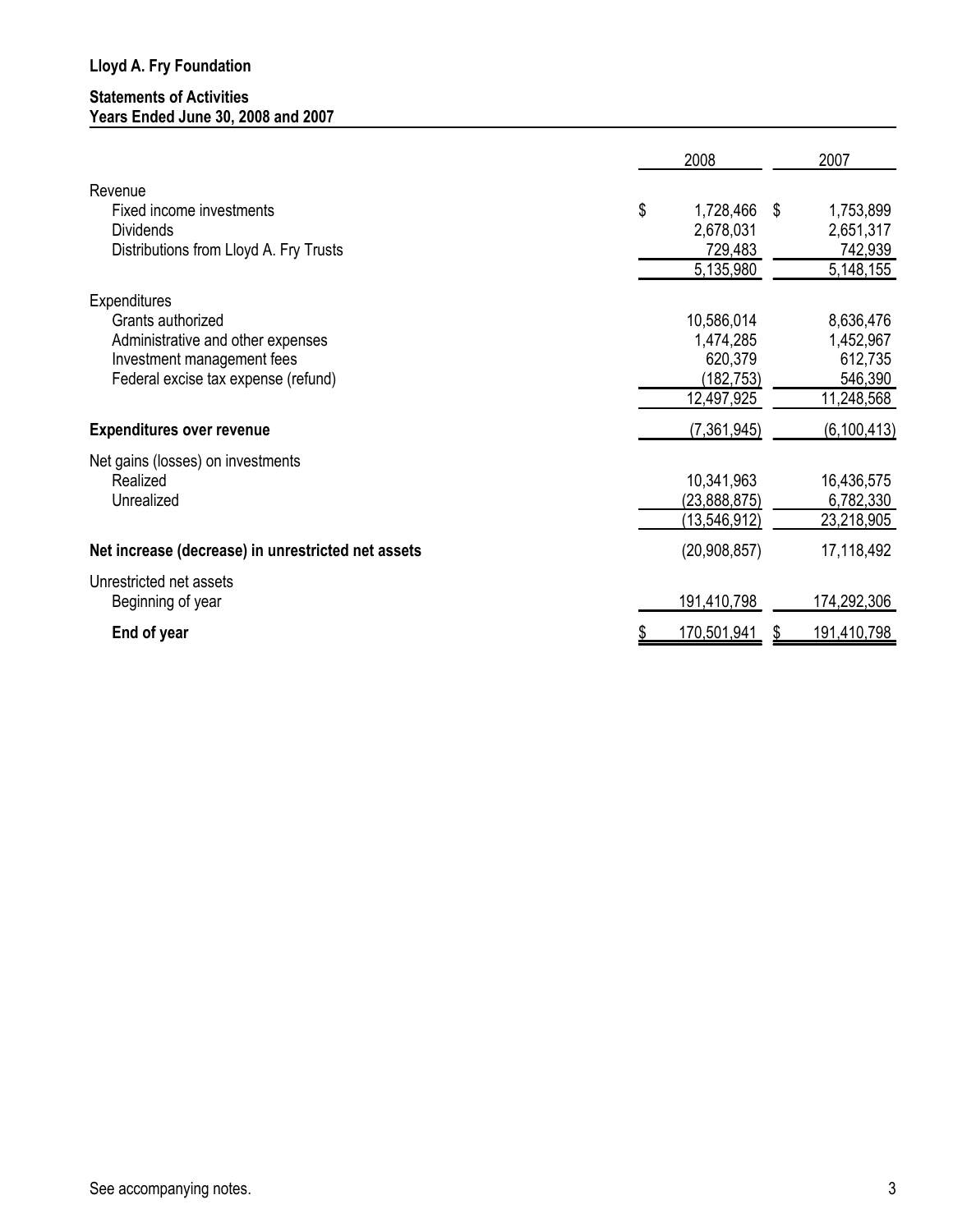**Lloyd A. Fry Foundation**

**Statements of Activities**
**Years Ended June 30, 2008 and 2007**

| | 2008 | 2007 |
|---|---|---|
| Revenue | | |
| Fixed income investments | $ 1,728,466 | $ 1,753,899 |
| Dividends | 2,678,031 | 2,651,317 |
| Distributions from Lloyd A. Fry Trusts | 729,483 | 742,939 |
| | 5,135,980 | 5,148,155 |
| Expenditures | | |
| Grants authorized | 10,586,014 | 8,636,476 |
| Administrative and other expenses | 1,474,285 | 1,452,967 |
| Investment management fees | 620,379 | 612,735 |
| Federal excise tax expense (refund) | (182,753) | 546,390 |
| | 12,497,925 | 11,248,568 |
| **Expenditures over revenue** | (7,361,945) | (6,100,413) |
| Net gains (losses) on investments | | |
| Realized | 10,341,963 | 16,436,575 |
| Unrealized | (23,888,875) | 6,782,330 |
| | (13,546,912) | 23,218,905 |
| **Net increase (decrease) in unrestricted net assets** | (20,908,857) | 17,118,492 |
| Unrestricted net assets | | |
| Beginning of year | 191,410,798 | 174,292,306 |
| **End of year** | $ 170,501,941 | $ 191,410,798 |

See accompanying notes.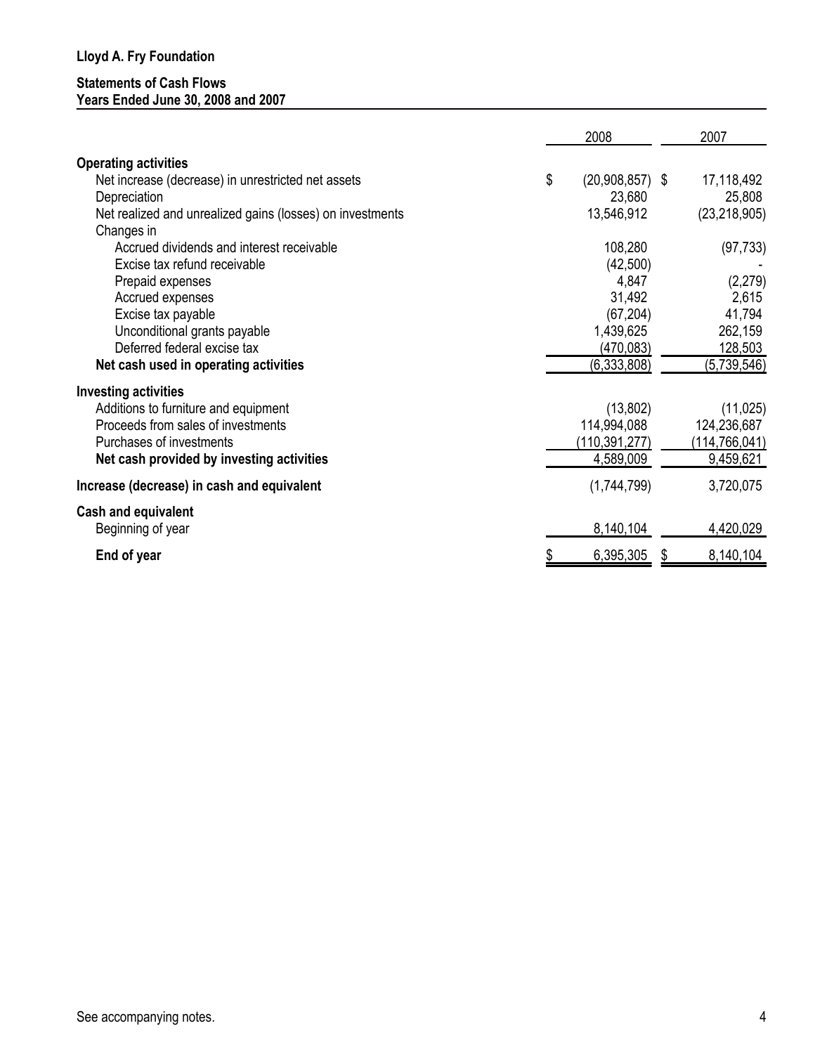**Lloyd A. Fry Foundation**

**Statements of Cash Flows**
**Years Ended June 30, 2008 and 2007**

| | 2008 | 2007 |
|---|---|---|
| **Operating activities** | | |
| Net increase (decrease) in unrestricted net assets | $ (20,908,857) | $ 17,118,492 |
| Depreciation | 23,680 | 25,808 |
| Net realized and unrealized gains (losses) on investments | 13,546,912 | (23,218,905) |
| Changes in | | |
| Accrued dividends and interest receivable | 108,280 | (97,733) |
| Excise tax refund receivable | (42,500) | - |
| Prepaid expenses | 4,847 | (2,279) |
| Accrued expenses | 31,492 | 2,615 |
| Excise tax payable | (67,204) | 41,794 |
| Unconditional grants payable | 1,439,625 | 262,159 |
| Deferred federal excise tax | (470,083) | 128,503 |
| **Net cash used in operating activities** | (6,333,808) | (5,739,546) |
| **Investing activities** | | |
| Additions to furniture and equipment | (13,802) | (11,025) |
| Proceeds from sales of investments | 114,994,088 | 124,236,687 |
| Purchases of investments | (110,391,277) | (114,766,041) |
| **Net cash provided by investing activities** | 4,589,009 | 9,459,621 |
| **Increase (decrease) in cash and equivalent** | (1,744,799) | 3,720,075 |
| **Cash and equivalent** | | |
| Beginning of year | 8,140,104 | 4,420,029 |
| **End of year** | $ 6,395,305 | $ 8,140,104 |

See accompanying notes.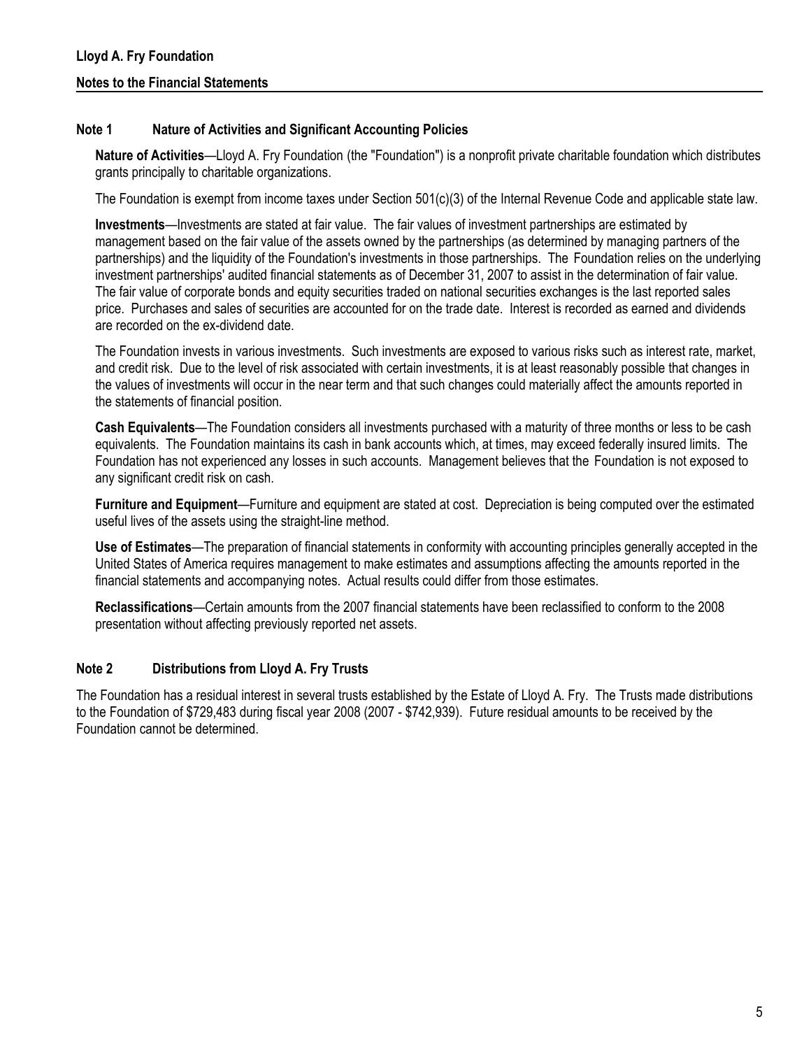**Lloyd A. Fry Foundation**

**Notes to the Financial Statements**

## Note 1 Nature of Activities and Significant Accounting Policies

**Nature of Activities**—Lloyd A. Fry Foundation (the "Foundation") is a nonprofit private charitable foundation which distributes grants principally to charitable organizations.

The Foundation is exempt from income taxes under Section 501(c)(3) of the Internal Revenue Code and applicable state law.

**Investments**—Investments are stated at fair value. The fair values of investment partnerships are estimated by management based on the fair value of the assets owned by the partnerships (as determined by managing partners of the partnerships) and the liquidity of the Foundation's investments in those partnerships. The Foundation relies on the underlying investment partnerships' audited financial statements as of December 31, 2007 to assist in the determination of fair value. The fair value of corporate bonds and equity securities traded on national securities exchanges is the last reported sales price. Purchases and sales of securities are accounted for on the trade date. Interest is recorded as earned and dividends are recorded on the ex-dividend date.

The Foundation invests in various investments. Such investments are exposed to various risks such as interest rate, market, and credit risk. Due to the level of risk associated with certain investments, it is at least reasonably possible that changes in the values of investments will occur in the near term and that such changes could materially affect the amounts reported in the statements of financial position.

**Cash Equivalents**—The Foundation considers all investments purchased with a maturity of three months or less to be cash equivalents. The Foundation maintains its cash in bank accounts which, at times, may exceed federally insured limits. The Foundation has not experienced any losses in such accounts. Management believes that the Foundation is not exposed to any significant credit risk on cash.

**Furniture and Equipment**—Furniture and equipment are stated at cost. Depreciation is being computed over the estimated useful lives of the assets using the straight-line method.

**Use of Estimates**—The preparation of financial statements in conformity with accounting principles generally accepted in the United States of America requires management to make estimates and assumptions affecting the amounts reported in the financial statements and accompanying notes. Actual results could differ from those estimates.

**Reclassifications**—Certain amounts from the 2007 financial statements have been reclassified to conform to the 2008 presentation without affecting previously reported net assets.

## Note 2 Distributions from Lloyd A. Fry Trusts

The Foundation has a residual interest in several trusts established by the Estate of Lloyd A. Fry. The Trusts made distributions to the Foundation of $729,483 during fiscal year 2008 (2007 - $742,939). Future residual amounts to be received by the Foundation cannot be determined.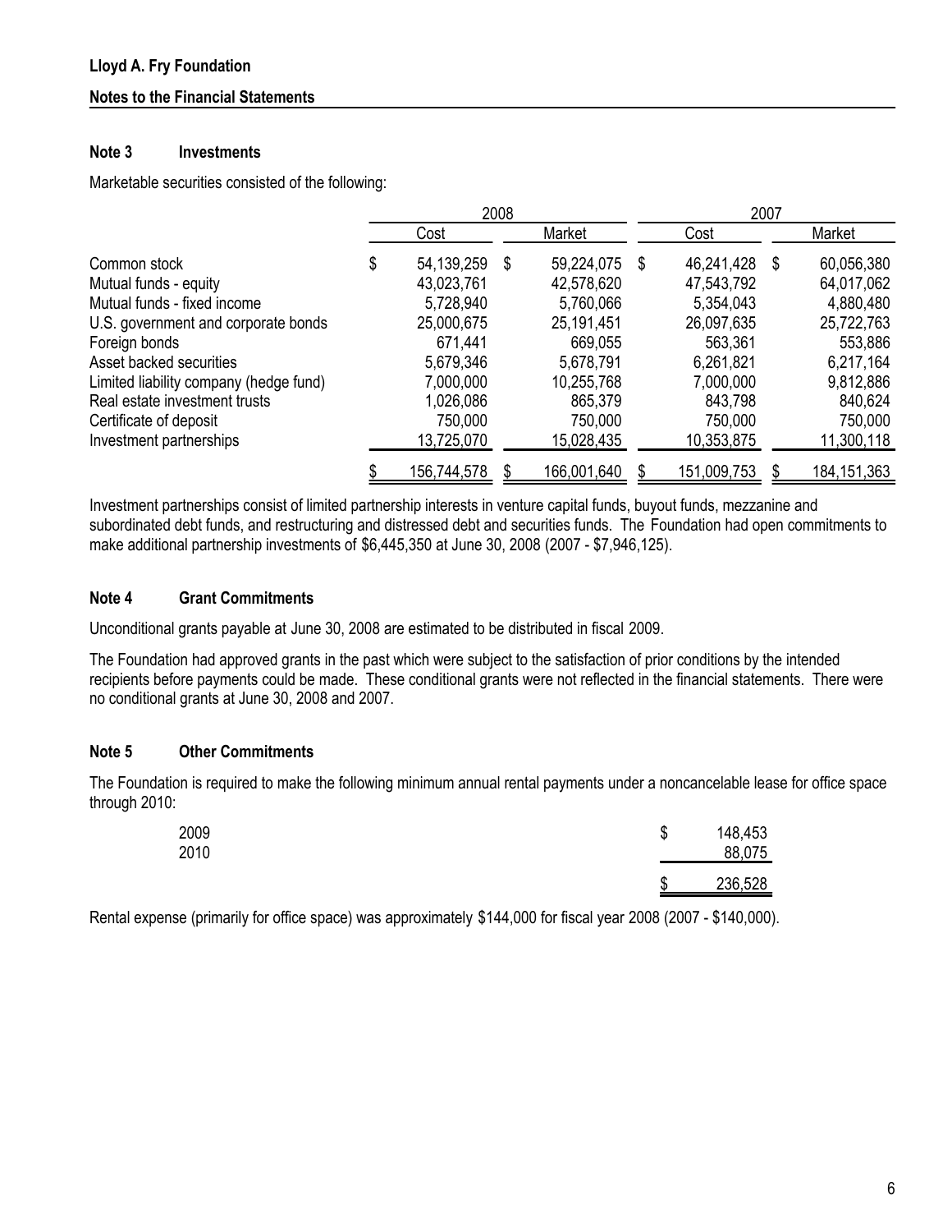**Lloyd A. Fry Foundation**

**Notes to the Financial Statements**

### Note 3 Investments

Marketable securities consisted of the following:

| | 2008 | | 2007 | |
|---|---|---|---|---|
| | Cost | Market | Cost | Market |
| Common stock | $ 54,139,259 | $ 59,224,075 | $ 46,241,428 | $ 60,056,380 |
| Mutual funds - equity | 43,023,761 | 42,578,620 | 47,543,792 | 64,017,062 |
| Mutual funds - fixed income | 5,728,940 | 5,760,066 | 5,354,043 | 4,880,480 |
| U.S. government and corporate bonds | 25,000,675 | 25,191,451 | 26,097,635 | 25,722,763 |
| Foreign bonds | 671,441 | 669,055 | 563,361 | 553,886 |
| Asset backed securities | 5,679,346 | 5,678,791 | 6,261,821 | 6,217,164 |
| Limited liability company (hedge fund) | 7,000,000 | 10,255,768 | 7,000,000 | 9,812,886 |
| Real estate investment trusts | 1,026,086 | 865,379 | 843,798 | 840,624 |
| Certificate of deposit | 750,000 | 750,000 | 750,000 | 750,000 |
| Investment partnerships | 13,725,070 | 15,028,435 | 10,353,875 | 11,300,118 |
| | $ 156,744,578 | $ 166,001,640 | $ 151,009,753 | $ 184,151,363 |

Investment partnerships consist of limited partnership interests in venture capital funds, buyout funds, mezzanine and subordinated debt funds, and restructuring and distressed debt and securities funds. The Foundation had open commitments to make additional partnership investments of $6,445,350 at June 30, 2008 (2007 - $7,946,125).

### Note 4 Grant Commitments

Unconditional grants payable at June 30, 2008 are estimated to be distributed in fiscal 2009.

The Foundation had approved grants in the past which were subject to the satisfaction of prior conditions by the intended recipients before payments could be made. These conditional grants were not reflected in the financial statements. There were no conditional grants at June 30, 2008 and 2007.

### Note 5 Other Commitments

The Foundation is required to make the following minimum annual rental payments under a noncancelable lease for office space through 2010:

| | |
|---|---|
| 2009 | $ 148,453 |
| 2010 | 88,075 |
| | $ 236,528 |

Rental expense (primarily for office space) was approximately $144,000 for fiscal year 2008 (2007 - $140,000).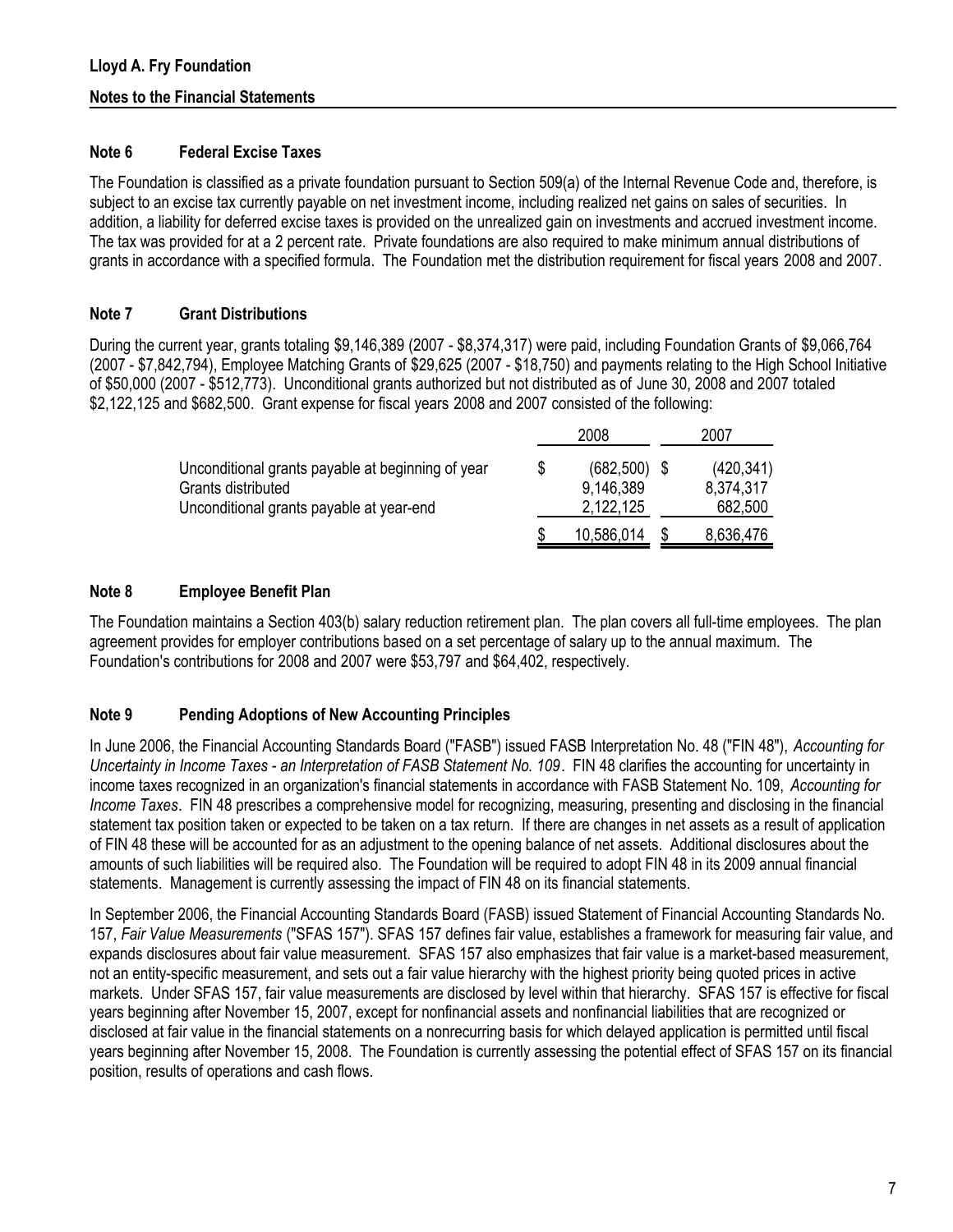**Lloyd A. Fry Foundation**

**Notes to the Financial Statements**

## Note 6 Federal Excise Taxes

The Foundation is classified as a private foundation pursuant to Section 509(a) of the Internal Revenue Code and, therefore, is subject to an excise tax currently payable on net investment income, including realized net gains on sales of securities. In addition, a liability for deferred excise taxes is provided on the unrealized gain on investments and accrued investment income. The tax was provided for at a 2 percent rate. Private foundations are also required to make minimum annual distributions of grants in accordance with a specified formula. The Foundation met the distribution requirement for fiscal years 2008 and 2007.

## Note 7 Grant Distributions

During the current year, grants totaling $9,146,389 (2007 - $8,374,317) were paid, including Foundation Grants of $9,066,764 (2007 - $7,842,794), Employee Matching Grants of $29,625 (2007 - $18,750) and payments relating to the High School Initiative of $50,000 (2007 - $512,773). Unconditional grants authorized but not distributed as of June 30, 2008 and 2007 totaled $2,122,125 and $682,500. Grant expense for fiscal years 2008 and 2007 consisted of the following:

| | 2008 | 2007 |
|---|---|---|
| Unconditional grants payable at beginning of year | $ (682,500) | $ (420,341) |
| Grants distributed | 9,146,389 | 8,374,317 |
| Unconditional grants payable at year-end | 2,122,125 | 682,500 |
| | $ 10,586,014 | $ 8,636,476 |

## Note 8 Employee Benefit Plan

The Foundation maintains a Section 403(b) salary reduction retirement plan. The plan covers all full-time employees. The plan agreement provides for employer contributions based on a set percentage of salary up to the annual maximum. The Foundation's contributions for 2008 and 2007 were $53,797 and $64,402, respectively.

## Note 9 Pending Adoptions of New Accounting Principles

In June 2006, the Financial Accounting Standards Board ("FASB") issued FASB Interpretation No. 48 ("FIN 48"), *Accounting for Uncertainty in Income Taxes - an Interpretation of FASB Statement No. 109*. FIN 48 clarifies the accounting for uncertainty in income taxes recognized in an organization's financial statements in accordance with FASB Statement No. 109, *Accounting for Income Taxes*. FIN 48 prescribes a comprehensive model for recognizing, measuring, presenting and disclosing in the financial statement tax position taken or expected to be taken on a tax return. If there are changes in net assets as a result of application of FIN 48 these will be accounted for as an adjustment to the opening balance of net assets. Additional disclosures about the amounts of such liabilities will be required also. The Foundation will be required to adopt FIN 48 in its 2009 annual financial statements. Management is currently assessing the impact of FIN 48 on its financial statements.

In September 2006, the Financial Accounting Standards Board (FASB) issued Statement of Financial Accounting Standards No. 157, *Fair Value Measurements* ("SFAS 157"). SFAS 157 defines fair value, establishes a framework for measuring fair value, and expands disclosures about fair value measurement. SFAS 157 also emphasizes that fair value is a market-based measurement, not an entity-specific measurement, and sets out a fair value hierarchy with the highest priority being quoted prices in active markets. Under SFAS 157, fair value measurements are disclosed by level within that hierarchy. SFAS 157 is effective for fiscal years beginning after November 15, 2007, except for nonfinancial assets and nonfinancial liabilities that are recognized or disclosed at fair value in the financial statements on a nonrecurring basis for which delayed application is permitted until fiscal years beginning after November 15, 2008. The Foundation is currently assessing the potential effect of SFAS 157 on its financial position, results of operations and cash flows.